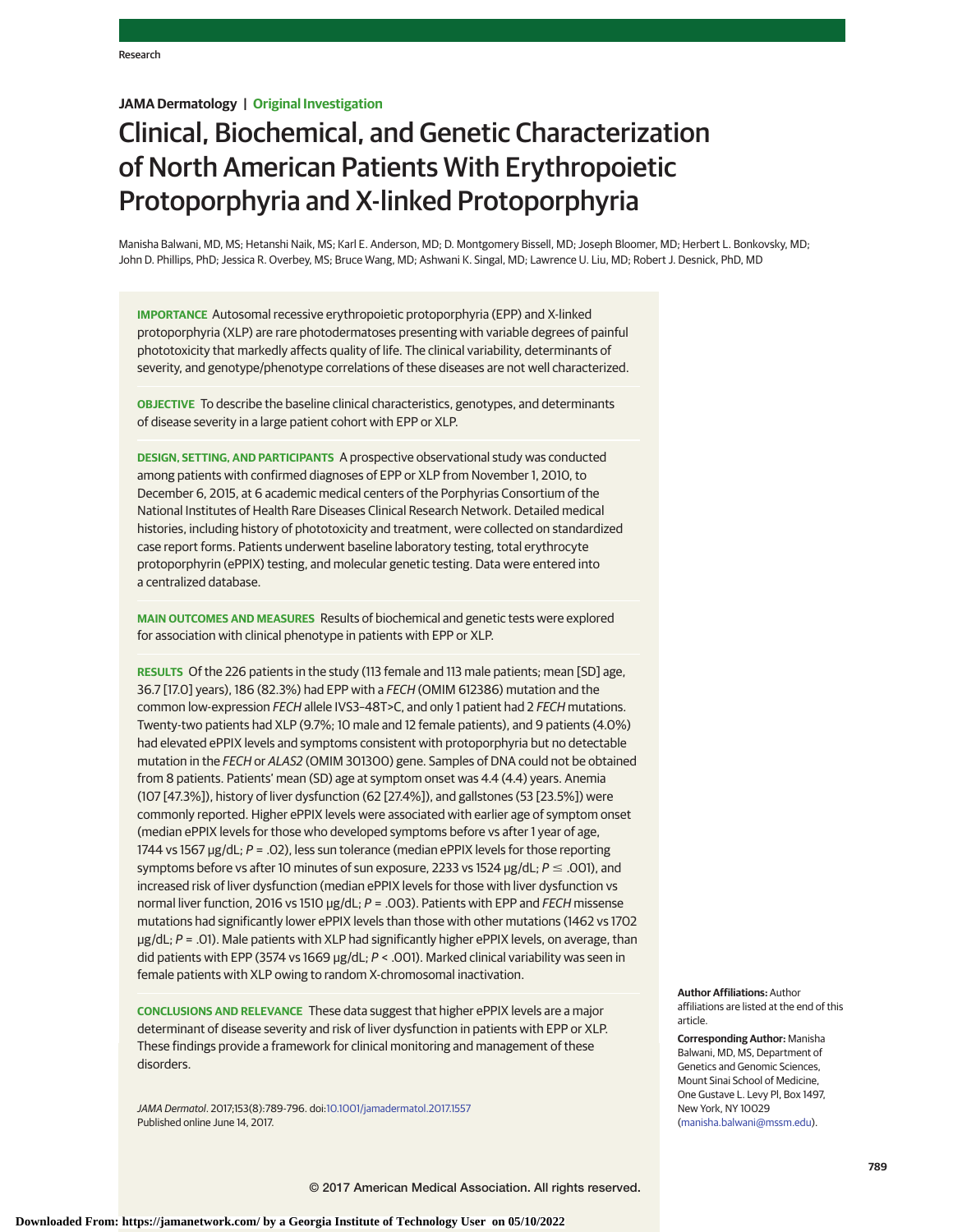JAMA Dermatology | Original Investigation

# Clinical, Biochemical, and Genetic Characterization of North American Patients With Erythropoietic Protoporphyria and X-linked Protoporphyria

Manisha Balwani, MD, MS; Hetanshi Naik, MS; Karl E. Anderson, MD; D. Montgomery Bissell, MD; Joseph Bloomer, MD; Herbert L. Bonkovsky, MD; John D. Phillips, PhD; Jessica R. Overbey, MS; Bruce Wang, MD; Ashwani K. Singal, MD; Lawrence U. Liu, MD; Robert J. Desnick, PhD, MD

**IMPORTANCE** Autosomal recessive erythropoietic protoporphyria (EPP) and X-linked protoporphyria (XLP) are rare photodermatoses presenting with variable degrees of painful phototoxicity that markedly affects quality of life. The clinical variability, determinants of severity, and genotype/phenotype correlations of these diseases are not well characterized.

**OBJECTIVE** To describe the baseline clinical characteristics, genotypes, and determinants of disease severity in a large patient cohort with EPP or XLP.

**DESIGN, SETTING, AND PARTICIPANTS** A prospective observational study was conducted among patients with confirmed diagnoses of EPP or XLP from November 1, 2010, to December 6, 2015, at 6 academic medical centers of the Porphyrias Consortium of the National Institutes of Health Rare Diseases Clinical Research Network. Detailed medical histories, including history of phototoxicity and treatment, were collected on standardized case report forms. Patients underwent baseline laboratory testing, total erythrocyte protoporphyrin (ePPIX) testing, and molecular genetic testing. Data were entered into a centralized database.

**MAIN OUTCOMES AND MEASURES** Results of biochemical and genetic tests were explored for association with clinical phenotype in patients with EPP or XLP.

**RESULTS** Of the 226 patients in the study (113 female and 113 male patients; mean [SD] age, 36.7 [17.0] years), 186 (82.3%) had EPP with a *FECH* (OMIM 612386) mutation and the common low-expression *FECH* allele IVS3–48T>C, and only 1 patient had 2 *FECH* mutations. Twenty-two patients had XLP (9.7%; 10 male and 12 female patients), and 9 patients (4.0%) had elevated ePPIX levels and symptoms consistent with protoporphyria but no detectable mutation in the *FECH* or *ALAS2* (OMIM 301300) gene. Samples of DNA could not be obtained from 8 patients. Patients' mean (SD) age at symptom onset was 4.4 (4.4) years. Anemia (107 [47.3%]), history of liver dysfunction (62 [27.4%]), and gallstones (53 [23.5%]) were commonly reported. Higher ePPIX levels were associated with earlier age of symptom onset (median ePPIX levels for those who developed symptoms before vs after 1 year of age, 1744 vs 1567 μg/dL; $P = .02$), less sun tolerance (median ePPIX levels for those reporting symptoms before vs after 10 minutes of sun exposure, 2233 vs 1524 μg/dL; $P \leq .001$), and increased risk of liver dysfunction (median ePPIX levels for those with liver dysfunction vs normal liver function, 2016 vs 1510 μg/dL; $P = .003$). Patients with EPP and *FECH* missense mutations had significantly lower ePPIX levels than those with other mutations (1462 vs 1702 μg/dL; $P = .01$). Male patients with XLP had significantly higher ePPIX levels, on average, than did patients with EPP (3574 vs 1669 μg/dL; $P < .001$). Marked clinical variability was seen in female patients with XLP owing to random X-chromosomal inactivation.

**CONCLUSIONS AND RELEVANCE** These data suggest that higher ePPIX levels are a major determinant of disease severity and risk of liver dysfunction in patients with EPP or XLP. These findings provide a framework for clinical monitoring and management of these disorders.

*JAMA Dermatol*. 2017;153(8):789-796. doi:10.1001/jamadermatol.2017.1557
Published online June 14, 2017.

**Author Affiliations:** Author affiliations are listed at the end of this article.

**Corresponding Author:** Manisha Balwani, MD, MS, Department of Genetics and Genomic Sciences, Mount Sinai School of Medicine, One Gustave L. Levy Pl, Box 1497, New York, NY 10029 (manisha.balwani@mssm.edu).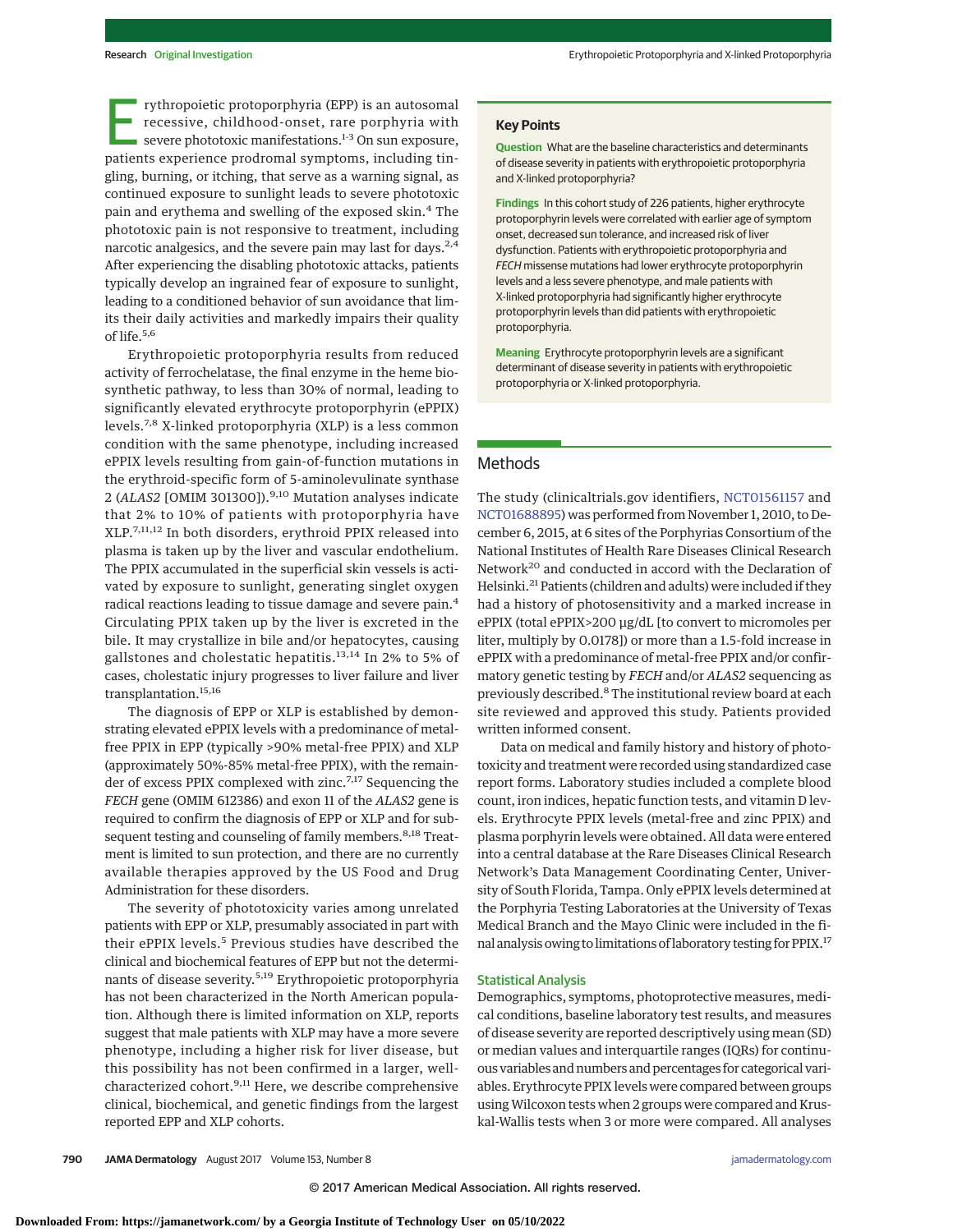Erythropoietic protoporphyria (EPP) is an autosomal recessive, childhood-onset, rare porphyria with severe phototoxic manifestations.[1-3] On sun exposure, patients experience prodromal symptoms, including tingling, burning, or itching, that serve as a warning signal, as continued exposure to sunlight leads to severe phototoxic pain and erythema and swelling of the exposed skin.[4] The phototoxic pain is not responsive to treatment, including narcotic analgesics, and the severe pain may last for days.[2,4] After experiencing the disabling phototoxic attacks, patients typically develop an ingrained fear of exposure to sunlight, leading to a conditioned behavior of sun avoidance that limits their daily activities and markedly impairs their quality of life.[5,6]

Erythropoietic protoporphyria results from reduced activity of ferrochelatase, the final enzyme in the heme biosynthetic pathway, to less than 30% of normal, leading to significantly elevated erythrocyte protoporphyrin (ePPIX) levels.[7,8] X-linked protoporphyria (XLP) is a less common condition with the same phenotype, including increased ePPIX levels resulting from gain-of-function mutations in the erythroid-specific form of 5-aminolevulinate synthase 2 (*ALAS2* [OMIM 301300]).[9,10] Mutation analyses indicate that 2% to 10% of patients with protoporphyria have XLP.[7,11,12] In both disorders, erythroid PPIX released into plasma is taken up by the liver and vascular endothelium. The PPIX accumulated in the superficial skin vessels is activated by exposure to sunlight, generating singlet oxygen radical reactions leading to tissue damage and severe pain.[4] Circulating PPIX taken up by the liver is excreted in the bile. It may crystallize in bile and/or hepatocytes, causing gallstones and cholestatic hepatitis.[13,14] In 2% to 5% of cases, cholestatic injury progresses to liver failure and liver transplantation.[15,16]

The diagnosis of EPP or XLP is established by demonstrating elevated ePPIX levels with a predominance of metal-free PPIX in EPP (typically >90% metal-free PPIX) and XLP (approximately 50%-85% metal-free PPIX), with the remainder of excess PPIX complexed with zinc.[7,17] Sequencing the *FECH* gene (OMIM 612386) and exon 11 of the *ALAS2* gene is required to confirm the diagnosis of EPP or XLP and for subsequent testing and counseling of family members.[8,18] Treatment is limited to sun protection, and there are no currently available therapies approved by the US Food and Drug Administration for these disorders.

The severity of phototoxicity varies among unrelated patients with EPP or XLP, presumably associated in part with their ePPIX levels.[5] Previous studies have described the clinical and biochemical features of EPP but not the determinants of disease severity.[5,19] Erythropoietic protoporphyria has not been characterized in the North American population. Although there is limited information on XLP, reports suggest that male patients with XLP may have a more severe phenotype, including a higher risk for liver disease, but this possibility has not been confirmed in a larger, well-characterized cohort.[9,11] Here, we describe comprehensive clinical, biochemical, and genetic findings from the largest reported EPP and XLP cohorts.

### Key Points

**Question** What are the baseline characteristics and determinants of disease severity in patients with erythropoietic protoporphyria and X-linked protoporphyria?

**Findings** In this cohort study of 226 patients, higher erythrocyte protoporphyrin levels were correlated with earlier age of symptom onset, decreased sun tolerance, and increased risk of liver dysfunction. Patients with erythropoietic protoporphyria and *FECH* missense mutations had lower erythrocyte protoporphyrin levels and a less severe phenotype, and male patients with X-linked protoporphyria had significantly higher erythrocyte protoporphyrin levels than did patients with erythropoietic protoporphyria.

**Meaning** Erythrocyte protoporphyrin levels are a significant determinant of disease severity in patients with erythropoietic protoporphyria or X-linked protoporphyria.

## Methods

The study (clinicaltrials.gov identifiers, NCT01561157 and NCT01688895) was performed from November 1, 2010, to December 6, 2015, at 6 sites of the Porphyrias Consortium of the National Institutes of Health Rare Diseases Clinical Research Network[20] and conducted in accord with the Declaration of Helsinki.[21] Patients (children and adults) were included if they had a history of photosensitivity and a marked increase in ePPIX (total ePPIX>200 μg/dL [to convert to micromoles per liter, multiply by 0.0178]) or more than a 1.5-fold increase in ePPIX with a predominance of metal-free PPIX and/or confirmatory genetic testing by *FECH* and/or *ALAS2* sequencing as previously described.[8] The institutional review board at each site reviewed and approved this study. Patients provided written informed consent.

Data on medical and family history and history of phototoxicity and treatment were recorded using standardized case report forms. Laboratory studies included a complete blood count, iron indices, hepatic function tests, and vitamin D levels. Erythrocyte PPIX levels (metal-free and zinc PPIX) and plasma porphyrin levels were obtained. All data were entered into a central database at the Rare Diseases Clinical Research Network's Data Management Coordinating Center, University of South Florida, Tampa. Only ePPIX levels determined at the Porphyria Testing Laboratories at the University of Texas Medical Branch and the Mayo Clinic were included in the final analysis owing to limitations of laboratory testing for PPIX.[17]

### Statistical Analysis

Demographics, symptoms, photoprotective measures, medical conditions, baseline laboratory test results, and measures of disease severity are reported descriptively using mean (SD) or median values and interquartile ranges (IQRs) for continuous variables and numbers and percentages for categorical variables. Erythrocyte PPIX levels were compared between groups using Wilcoxon tests when 2 groups were compared and Kruskal-Wallis tests when 3 or more were compared. All analyses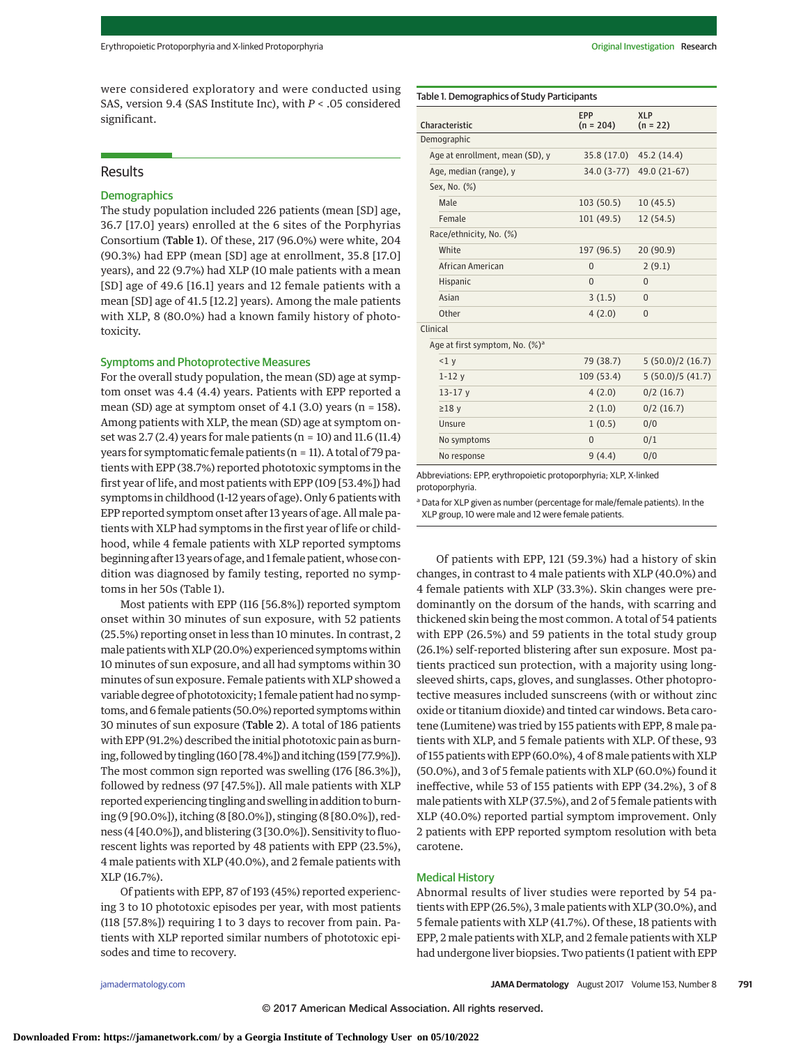were considered exploratory and were conducted using SAS, version 9.4 (SAS Institute Inc), with *P* < .05 considered significant.

## Results

### Demographics

The study population included 226 patients (mean [SD] age, 36.7 [17.0] years) enrolled at the 6 sites of the Porphyrias Consortium (**Table 1**). Of these, 217 (96.0%) were white, 204 (90.3%) had EPP (mean [SD] age at enrollment, 35.8 [17.0] years), and 22 (9.7%) had XLP (10 male patients with a mean [SD] age of 49.6 [16.1] years and 12 female patients with a mean [SD] age of 41.5 [12.2] years). Among the male patients with XLP, 8 (80.0%) had a known family history of phototoxicity.

### Symptoms and Photoprotective Measures

For the overall study population, the mean (SD) age at symptom onset was 4.4 (4.4) years. Patients with EPP reported a mean (SD) age at symptom onset of 4.1 (3.0) years (n = 158). Among patients with XLP, the mean (SD) age at symptom onset was 2.7 (2.4) years for male patients (n = 10) and 11.6 (11.4) years for symptomatic female patients (n = 11). A total of 79 patients with EPP (38.7%) reported phototoxic symptoms in the first year of life, and most patients with EPP (109 [53.4%]) had symptoms in childhood (1-12 years of age). Only 6 patients with EPP reported symptom onset after 13 years of age. All male patients with XLP had symptoms in the first year of life or childhood, while 4 female patients with XLP reported symptoms beginning after 13 years of age, and 1 female patient, whose condition was diagnosed by family testing, reported no symptoms in her 50s (Table 1).

Most patients with EPP (116 [56.8%]) reported symptom onset within 30 minutes of sun exposure, with 52 patients (25.5%) reporting onset in less than 10 minutes. In contrast, 2 male patients with XLP (20.0%) experienced symptoms within 10 minutes of sun exposure, and all had symptoms within 30 minutes of sun exposure. Female patients with XLP showed a variable degree of phototoxicity; 1 female patient had no symptoms, and 6 female patients (50.0%) reported symptoms within 30 minutes of sun exposure (**Table 2**). A total of 186 patients with EPP (91.2%) described the initial phototoxic pain as burning, followed by tingling (160 [78.4%]) and itching (159 [77.9%]). The most common sign reported was swelling (176 [86.3%]), followed by redness (97 [47.5%]). All male patients with XLP reported experiencing tingling and swelling in addition to burning (9 [90.0%]), itching (8 [80.0%]), stinging (8 [80.0%]), redness (4 [40.0%]), and blistering (3 [30.0%]). Sensitivity to fluorescent lights was reported by 48 patients with EPP (23.5%), 4 male patients with XLP (40.0%), and 2 female patients with XLP (16.7%).

Of patients with EPP, 87 of 193 (45%) reported experiencing 3 to 10 phototoxic episodes per year, with most patients (118 [57.8%]) requiring 1 to 3 days to recover from pain. Patients with XLP reported similar numbers of phototoxic episodes and time to recovery.

Table 1. Demographics of Study Participants

| Characteristic | EPP (n = 204) | XLP (n = 22) |
|---|---|---|
| **Demographic** | | |
| Age at enrollment, mean (SD), y | 35.8 (17.0) | 45.2 (14.4) |
| Age, median (range), y | 34.0 (3-77) | 49.0 (21-67) |
| Sex, No. (%) | | |
| Male | 103 (50.5) | 10 (45.5) |
| Female | 101 (49.5) | 12 (54.5) |
| Race/ethnicity, No. (%) | | |
| White | 197 (96.5) | 20 (90.9) |
| African American | 0 | 2 (9.1) |
| Hispanic | 0 | 0 |
| Asian | 3 (1.5) | 0 |
| Other | 4 (2.0) | 0 |
| **Clinical** | | |
| Age at first symptom, No. (%)[a] | | |
| <1 y | 79 (38.7) | 5 (50.0)/2 (16.7) |
| 1-12 y | 109 (53.4) | 5 (50.0)/5 (41.7) |
| 13-17 y | 4 (2.0) | 0/2 (16.7) |
| ≥18 y | 2 (1.0) | 0/2 (16.7) |
| Unsure | 1 (0.5) | 0/0 |
| No symptoms | 0 | 0/1 |
| No response | 9 (4.4) | 0/0 |

Abbreviations: EPP, erythropoietic protoporphyria; XLP, X-linked protoporphyria.

[a] Data for XLP given as number (percentage for male/female patients). In the XLP group, 10 were male and 12 were female patients.

Of patients with EPP, 121 (59.3%) had a history of skin changes, in contrast to 4 male patients with XLP (40.0%) and 4 female patients with XLP (33.3%). Skin changes were predominantly on the dorsum of the hands, with scarring and thickened skin being the most common. A total of 54 patients with EPP (26.5%) and 59 patients in the total study group (26.1%) self-reported blistering after sun exposure. Most patients practiced sun protection, with a majority using long-sleeved shirts, caps, gloves, and sunglasses. Other photoprotective measures included sunscreens (with or without zinc oxide or titanium dioxide) and tinted car windows. Beta carotene (Lumitene) was tried by 155 patients with EPP, 8 male patients with XLP, and 5 female patients with XLP. Of these, 93 of 155 patients with EPP (60.0%), 4 of 8 male patients with XLP (50.0%), and 3 of 5 female patients with XLP (60.0%) found it ineffective, while 53 of 155 patients with EPP (34.2%), 3 of 8 male patients with XLP (37.5%), and 2 of 5 female patients with XLP (40.0%) reported partial symptom improvement. Only 2 patients with EPP reported symptom resolution with beta carotene.

### Medical History

Abnormal results of liver studies were reported by 54 patients with EPP (26.5%), 3 male patients with XLP (30.0%), and 5 female patients with XLP (41.7%). Of these, 18 patients with EPP, 2 male patients with XLP, and 2 female patients with XLP had undergone liver biopsies. Two patients (1 patient with EPP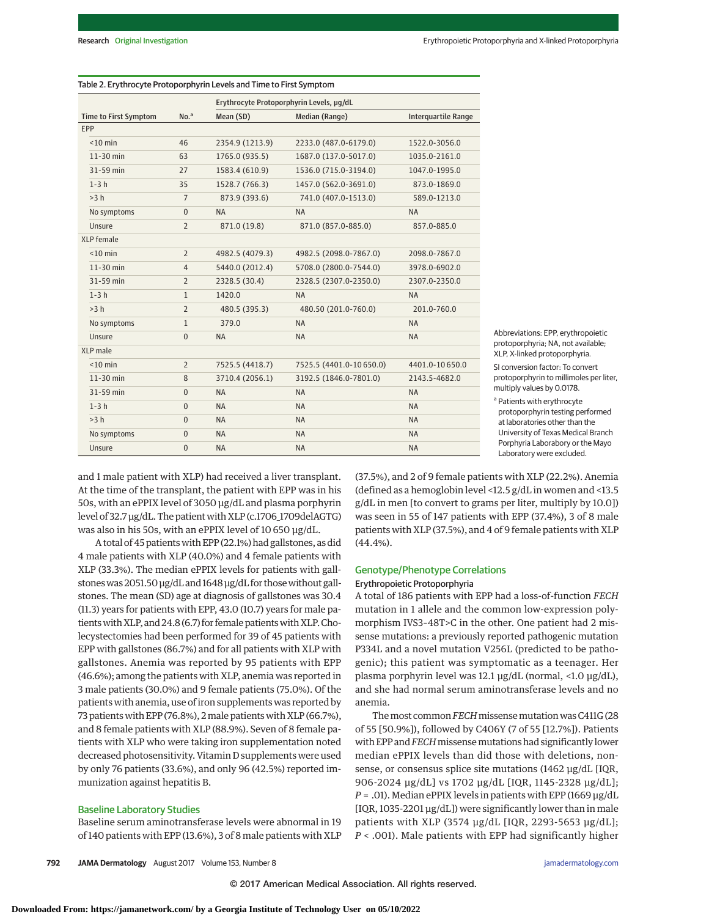Table 2. Erythrocyte Protoporphyrin Levels and Time to First Symptom

| Time to First Symptom | No.[a] | Erythrocyte Protoporphyrin Levels, μg/dL | | |
|---|---|---|---|---|
| | | Mean (SD) | Median (Range) | Interquartile Range |
| EPP | | | | |
| <10 min | 46 | 2354.9 (1213.9) | 2233.0 (487.0-6179.0) | 1522.0-3056.0 |
| 11-30 min | 63 | 1765.0 (935.5) | 1687.0 (137.0-5017.0) | 1035.0-2161.0 |
| 31-59 min | 27 | 1583.4 (610.9) | 1536.0 (715.0-3194.0) | 1047.0-1995.0 |
| 1-3 h | 35 | 1528.7 (766.3) | 1457.0 (562.0-3691.0) | 873.0-1869.0 |
| >3 h | 7 | 873.9 (393.6) | 741.0 (407.0-1513.0) | 589.0-1213.0 |
| No symptoms | 0 | NA | NA | NA |
| Unsure | 2 | 871.0 (19.8) | 871.0 (857.0-885.0) | 857.0-885.0 |
| XLP female | | | | |
| <10 min | 2 | 4982.5 (4079.3) | 4982.5 (2098.0-7867.0) | 2098.0-7867.0 |
| 11-30 min | 4 | 5440.0 (2012.4) | 5708.0 (2800.0-7544.0) | 3978.0-6902.0 |
| 31-59 min | 2 | 2328.5 (30.4) | 2328.5 (2307.0-2350.0) | 2307.0-2350.0 |
| 1-3 h | 1 | 1420.0 | NA | NA |
| >3 h | 2 | 480.5 (395.3) | 480.50 (201.0-760.0) | 201.0-760.0 |
| No symptoms | 1 | 379.0 | NA | NA |
| Unsure | 0 | NA | NA | NA |
| XLP male | | | | |
| <10 min | 2 | 7525.5 (4418.7) | 7525.5 (4401.0-10 650.0) | 4401.0-10 650.0 |
| 11-30 min | 8 | 3710.4 (2056.1) | 3192.5 (1846.0-7801.0) | 2143.5-4682.0 |
| 31-59 min | 0 | NA | NA | NA |
| 1-3 h | 0 | NA | NA | NA |
| >3 h | 0 | NA | NA | NA |
| No symptoms | 0 | NA | NA | NA |
| Unsure | 0 | NA | NA | NA |

Abbreviations: EPP, erythropoietic protoporphyria; NA, not available; XLP, X-linked protoporphyria.

SI conversion factor: To convert protoporphyrin to millimoles per liter, multiply values by 0.0178.

[a] Patients with erythrocyte protoporphyrin testing performed at laboratories other than the University of Texas Medical Branch Porphyria Laborabory or the Mayo Laboratory were excluded.

and 1 male patient with XLP) had received a liver transplant. At the time of the transplant, the patient with EPP was in his 50s, with an ePPIX level of 3050 μg/dL and plasma porphyrin level of 32.7 μg/dL. The patient with XLP (c.1706_1709delAGTG) was also in his 50s, with an ePPIX level of 10 650 μg/dL.

A total of 45 patients with EPP (22.1%) had gallstones, as did 4 male patients with XLP (40.0%) and 4 female patients with XLP (33.3%). The median ePPIX levels for patients with gallstones was 2051.50 μg/dL and 1648 μg/dL for those without gallstones. The mean (SD) age at diagnosis of gallstones was 30.4 (11.3) years for patients with EPP, 43.0 (10.7) years for male patients with XLP, and 24.8 (6.7) for female patients with XLP. Cholecystectomies had been performed for 39 of 45 patients with EPP with gallstones (86.7%) and for all patients with XLP with gallstones. Anemia was reported by 95 patients with EPP (46.6%); among the patients with XLP, anemia was reported in 3 male patients (30.0%) and 9 female patients (75.0%). Of the patients with anemia, use of iron supplements was reported by 73 patients with EPP (76.8%), 2 male patients with XLP (66.7%), and 8 female patients with XLP (88.9%). Seven of 8 female patients with XLP who were taking iron supplementation noted decreased photosensitivity. Vitamin D supplements were used by only 76 patients (33.6%), and only 96 (42.5%) reported immunization against hepatitis B.

## Baseline Laboratory Studies

Baseline serum aminotransferase levels were abnormal in 19 of 140 patients with EPP (13.6%), 3 of 8 male patients with XLP (37.5%), and 2 of 9 female patients with XLP (22.2%). Anemia (defined as a hemoglobin level <12.5 g/dL in women and <13.5 g/dL in men [to convert to grams per liter, multiply by 10.0]) was seen in 55 of 147 patients with EPP (37.4%), 3 of 8 male patients with XLP (37.5%), and 4 of 9 female patients with XLP (44.4%).

## Genotype/Phenotype Correlations

### Erythropoietic Protoporphyria

A total of 186 patients with EPP had a loss-of-function *FECH* mutation in 1 allele and the common low-expression polymorphism IVS3-48T>C in the other. One patient had 2 missense mutations: a previously reported pathogenic mutation P334L and a novel mutation V256L (predicted to be pathogenic); this patient was symptomatic as a teenager. Her plasma porphyrin level was 12.1 μg/dL (normal, <1.0 μg/dL), and she had normal serum aminotransferase levels and no anemia.

The most common *FECH* missense mutation was C411G (28 of 55 [50.9%]), followed by C406Y (7 of 55 [12.7%]). Patients with EPP and *FECH* missense mutations had significantly lower median ePPIX levels than did those with deletions, nonsense, or consensus splice site mutations (1462 μg/dL [IQR, 906-2024 μg/dL] vs 1702 μg/dL [IQR, 1145-2328 μg/dL]; $P = .01$). Median ePPIX levels in patients with EPP (1669 μg/dL [IQR, 1035-2201 μg/dL]) were significantly lower than in male patients with XLP (3574 μg/dL [IQR, 2293-5653 μg/dL]; $P < .001$). Male patients with EPP had significantly higher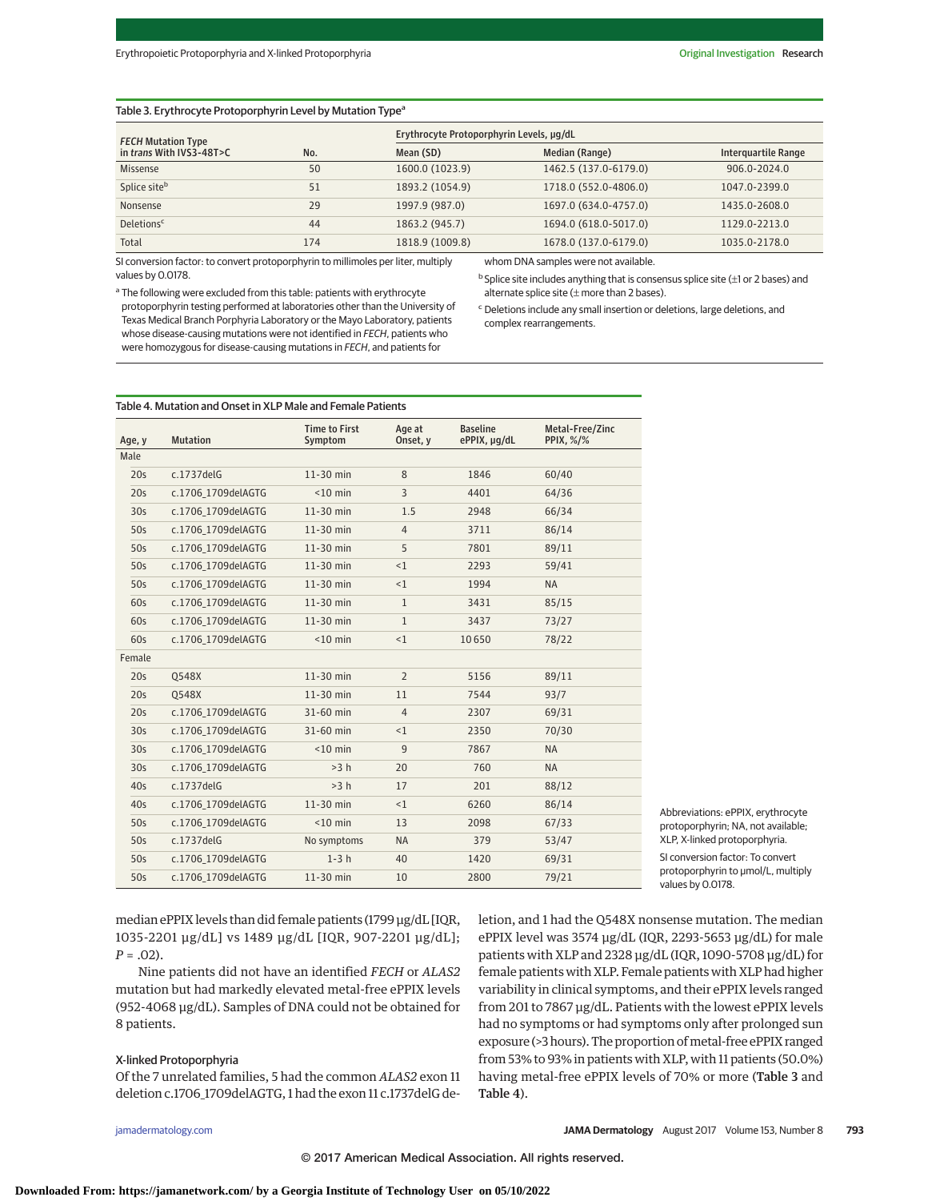Table 3. Erythrocyte Protoporphyrin Level by Mutation Type[a]

| *FECH* Mutation Type in *trans* With IVS3-48T>C | No. | Erythrocyte Protoporphyrin Levels, μg/dL | | |
|---|---|---|---|---|
| | | Mean (SD) | Median (Range) | Interquartile Range |
| Missense | 50 | 1600.0 (1023.9) | 1462.5 (137.0-6179.0) | 906.0-2024.0 |
| Splice site[b] | 51 | 1893.2 (1054.9) | 1718.0 (552.0-4806.0) | 1047.0-2399.0 |
| Nonsense | 29 | 1997.9 (987.0) | 1697.0 (634.0-4757.0) | 1435.0-2608.0 |
| Deletions[c] | 44 | 1863.2 (945.7) | 1694.0 (618.0-5017.0) | 1129.0-2213.0 |
| Total | 174 | 1818.9 (1009.8) | 1678.0 (137.0-6179.0) | 1035.0-2178.0 |

SI conversion factor: to convert protoporphyrin to millimoles per liter, multiply values by 0.0178.

[a] The following were excluded from this table: patients with erythrocyte protoporphyrin testing performed at laboratories other than the University of Texas Medical Branch Porphyria Laboratory or the Mayo Laboratory, patients whose disease-causing mutations were not identified in *FECH*, patients who were homozygous for disease-causing mutations in *FECH*, and patients for whom DNA samples were not available.

[b] Splice site includes anything that is consensus splice site (±1 or 2 bases) and alternate splice site (± more than 2 bases).

[c] Deletions include any small insertion or deletions, large deletions, and complex rearrangements.

Table 4. Mutation and Onset in XLP Male and Female Patients

| Age, y | Mutation | Time to First Symptom | Age at Onset, y | Baseline ePPIX, μg/dL | Metal-Free/Zinc PPIX, %/% |
|---|---|---|---|---|---|
| Male | | | | | |
| 20s | c.1737delG | 11-30 min | 8 | 1846 | 60/40 |
| 20s | c.1706_1709delAGTG | <10 min | 3 | 4401 | 64/36 |
| 30s | c.1706_1709delAGTG | 11-30 min | 1.5 | 2948 | 66/34 |
| 50s | c.1706_1709delAGTG | 11-30 min | 4 | 3711 | 86/14 |
| 50s | c.1706_1709delAGTG | 11-30 min | 5 | 7801 | 89/11 |
| 50s | c.1706_1709delAGTG | 11-30 min | <1 | 2293 | 59/41 |
| 50s | c.1706_1709delAGTG | 11-30 min | <1 | 1994 | NA |
| 60s | c.1706_1709delAGTG | 11-30 min | 1 | 3431 | 85/15 |
| 60s | c.1706_1709delAGTG | 11-30 min | 1 | 3437 | 73/27 |
| 60s | c.1706_1709delAGTG | <10 min | <1 | 10 650 | 78/22 |
| Female | | | | | |
| 20s | Q548X | 11-30 min | 2 | 5156 | 89/11 |
| 20s | Q548X | 11-30 min | 11 | 7544 | 93/7 |
| 20s | c.1706_1709delAGTG | 31-60 min | 4 | 2307 | 69/31 |
| 30s | c.1706_1709delAGTG | 31-60 min | <1 | 2350 | 70/30 |
| 30s | c.1706_1709delAGTG | <10 min | 9 | 7867 | NA |
| 30s | c.1706_1709delAGTG | >3 h | 20 | 760 | NA |
| 40s | c.1737delG | >3 h | 17 | 201 | 88/12 |
| 40s | c.1706_1709delAGTG | 11-30 min | <1 | 6260 | 86/14 |
| 50s | c.1706_1709delAGTG | <10 min | 13 | 2098 | 67/33 |
| 50s | c.1737delG | No symptoms | NA | 379 | 53/47 |
| 50s | c.1706_1709delAGTG | 1-3 h | 40 | 1420 | 69/31 |
| 50s | c.1706_1709delAGTG | 11-30 min | 10 | 2800 | 79/21 |

Abbreviations: ePPIX, erythrocyte protoporphyrin; NA, not available; XLP, X-linked protoporphyria.

SI conversion factor: To convert protoporphyrin to μmol/L, multiply values by 0.0178.

median ePPIX levels than did female patients (1799 μg/dL [IQR, 1035-2201 μg/dL] vs 1489 μg/dL [IQR, 907-2201 μg/dL]; $P = .02$).

Nine patients did not have an identified *FECH* or *ALAS2* mutation but had markedly elevated metal-free ePPIX levels (952-4068 μg/dL). Samples of DNA could not be obtained for 8 patients.

### X-linked Protoporphyria

Of the 7 unrelated families, 5 had the common *ALAS2* exon 11 deletion c.1706_1709delAGTG, 1 had the exon 11 c.1737delG deletion, and 1 had the Q548X nonsense mutation. The median ePPIX level was 3574 μg/dL (IQR, 2293-5653 μg/dL) for male patients with XLP and 2328 μg/dL (IQR, 1090-5708 μg/dL) for female patients with XLP. Female patients with XLP had higher variability in clinical symptoms, and their ePPIX levels ranged from 201 to 7867 μg/dL. Patients with the lowest ePPIX levels had no symptoms or had symptoms only after prolonged sun exposure (>3 hours). The proportion of metal-free ePPIX ranged from 53% to 93% in patients with XLP, with 11 patients (50.0%) having metal-free ePPIX levels of 70% or more (Table 3 and Table 4).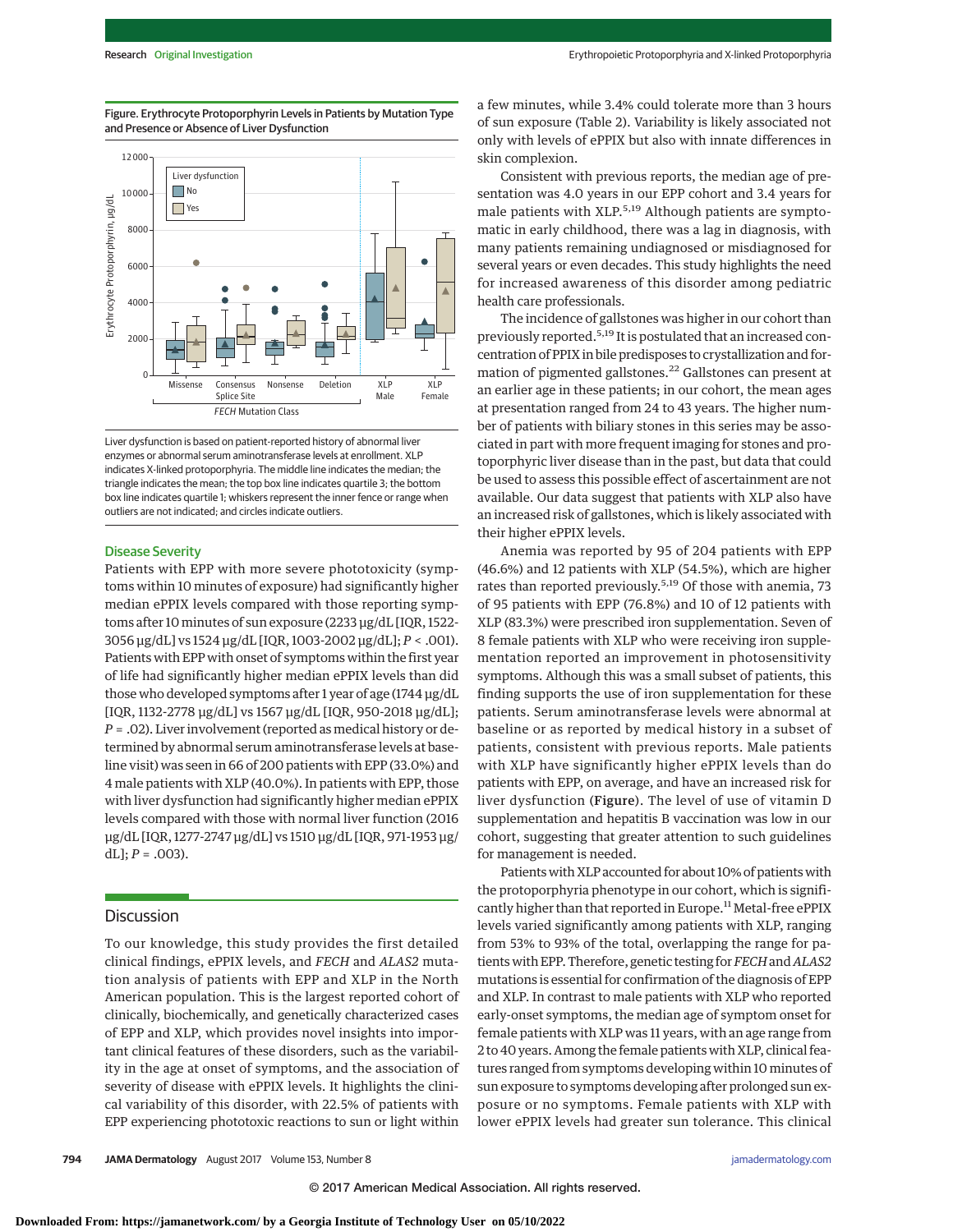**Figure. Erythrocyte Protoporphyrin Levels in Patients by Mutation Type and Presence or Absence of Liver Dysfunction**

Liver dysfunction is based on patient-reported history of abnormal liver enzymes or abnormal serum aminotransferase levels at enrollment. XLP indicates X-linked protoporphyria. The middle line indicates the median; the triangle indicates the mean; the top box line indicates quartile 3; the bottom box line indicates quartile 1; whiskers represent the inner fence or range when outliers are not indicated; and circles indicate outliers.

### Disease Severity

Patients with EPP with more severe phototoxicity (symptoms within 10 minutes of exposure) had significantly higher median ePPIX levels compared with those reporting symptoms after 10 minutes of sun exposure (2233 µg/dL [IQR, 1522-3056 µg/dL] vs 1524 µg/dL [IQR, 1003-2002 µg/dL]; $P < .001$). Patients with EPP with onset of symptoms within the first year of life had significantly higher median ePPIX levels than did those who developed symptoms after 1 year of age (1744 µg/dL [IQR, 1132-2778 µg/dL] vs 1567 µg/dL [IQR, 950-2018 µg/dL]; $P = .02$). Liver involvement (reported as medical history or determined by abnormal serum aminotransferase levels at baseline visit) was seen in 66 of 200 patients with EPP (33.0%) and 4 male patients with XLP (40.0%). In patients with EPP, those with liver dysfunction had significantly higher median ePPIX levels compared with those with normal liver function (2016 µg/dL [IQR, 1277-2747 µg/dL] vs 1510 µg/dL [IQR, 971-1953 µg/dL]; $P = .003$).

## Discussion

To our knowledge, this study provides the first detailed clinical findings, ePPIX levels, and *FECH* and *ALAS2* mutation analysis of patients with EPP and XLP in the North American population. This is the largest reported cohort of clinically, biochemically, and genetically characterized cases of EPP and XLP, which provides novel insights into important clinical features of these disorders, such as the variability in the age at onset of symptoms, and the association of severity of disease with ePPIX levels. It highlights the clinical variability of this disorder, with 22.5% of patients with EPP experiencing phototoxic reactions to sun or light within a few minutes, while 3.4% could tolerate more than 3 hours of sun exposure (Table 2). Variability is likely associated not only with levels of ePPIX but also with innate differences in skin complexion.

Consistent with previous reports, the median age of presentation was 4.0 years in our EPP cohort and 3.4 years for male patients with XLP.[5,19] Although patients are symptomatic in early childhood, there was a lag in diagnosis, with many patients remaining undiagnosed or misdiagnosed for several years or even decades. This study highlights the need for increased awareness of this disorder among pediatric health care professionals.

The incidence of gallstones was higher in our cohort than previously reported.[5,19] It is postulated that an increased concentration of PPIX in bile predisposes to crystallization and formation of pigmented gallstones.[22] Gallstones can present at an earlier age in these patients; in our cohort, the mean ages at presentation ranged from 24 to 43 years. The higher number of patients with biliary stones in this series may be associated in part with more frequent imaging for stones and protoporphyric liver disease than in the past, but data that could be used to assess this possible effect of ascertainment are not available. Our data suggest that patients with XLP also have an increased risk of gallstones, which is likely associated with their higher ePPIX levels.

Anemia was reported by 95 of 204 patients with EPP (46.6%) and 12 patients with XLP (54.5%), which are higher rates than reported previously.[5,19] Of those with anemia, 73 of 95 patients with EPP (76.8%) and 10 of 12 patients with XLP (83.3%) were prescribed iron supplementation. Seven of 8 female patients with XLP who were receiving iron supplementation reported an improvement in photosensitivity symptoms. Although this was a small subset of patients, this finding supports the use of iron supplementation for these patients. Serum aminotransferase levels were abnormal at baseline or as reported by medical history in a subset of patients, consistent with previous reports. Male patients with XLP have significantly higher ePPIX levels than do patients with EPP, on average, and have an increased risk for liver dysfunction (**Figure**). The level of use of vitamin D supplementation and hepatitis B vaccination was low in our cohort, suggesting that greater attention to such guidelines for management is needed.

Patients with XLP accounted for about 10% of patients with the protoporphyria phenotype in our cohort, which is significantly higher than that reported in Europe.[11] Metal-free ePPIX levels varied significantly among patients with XLP, ranging from 53% to 93% of the total, overlapping the range for patients with EPP. Therefore, genetic testing for *FECH* and *ALAS2* mutations is essential for confirmation of the diagnosis of EPP and XLP. In contrast to male patients with XLP who reported early-onset symptoms, the median age of symptom onset for female patients with XLP was 11 years, with an age range from 2 to 40 years. Among the female patients with XLP, clinical features ranged from symptoms developing within 10 minutes of sun exposure to symptoms developing after prolonged sun exposure or no symptoms. Female patients with XLP with lower ePPIX levels had greater sun tolerance. This clinical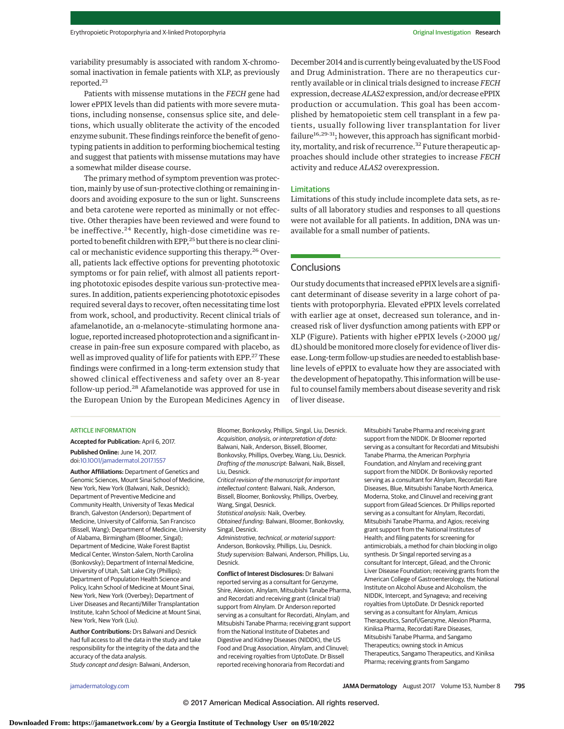variability presumably is associated with random X-chromosomal inactivation in female patients with XLP, as previously reported.[23]

Patients with missense mutations in the *FECH* gene had lower ePPIX levels than did patients with more severe mutations, including nonsense, consensus splice site, and deletions, which usually obliterate the activity of the encoded enzyme subunit. These findings reinforce the benefit of genotyping patients in addition to performing biochemical testing and suggest that patients with missense mutations may have a somewhat milder disease course.

The primary method of symptom prevention was protection, mainly by use of sun-protective clothing or remaining indoors and avoiding exposure to the sun or light. Sunscreens and beta carotene were reported as minimally or not effective. Other therapies have been reviewed and were found to be ineffective.[24] Recently, high-dose cimetidine was reported to benefit children with EPP,[25] but there is no clear clinical or mechanistic evidence supporting this therapy.[26] Overall, patients lack effective options for preventing phototoxic symptoms or for pain relief, with almost all patients reporting phototoxic episodes despite various sun-protective measures. In addition, patients experiencing phototoxic episodes required several days to recover, often necessitating time lost from work, school, and productivity. Recent clinical trials of afamelanotide, an α-melanocyte–stimulating hormone analogue, reported increased photoprotection and a significant increase in pain-free sun exposure compared with placebo, as well as improved quality of life for patients with EPP.[27] These findings were confirmed in a long-term extension study that showed clinical effectiveness and safety over an 8-year follow-up period.[28] Afamelanotide was approved for use in the European Union by the European Medicines Agency in December 2014 and is currently being evaluated by the US Food and Drug Administration. There are no therapeutics currently available or in clinical trials designed to increase *FECH* expression, decrease *ALAS2* expression, and/or decrease ePPIX production or accumulation. This goal has been accomplished by hematopoietic stem cell transplant in a few patients, usually following liver transplantation for liver failure[16,29-31]; however, this approach has significant morbidity, mortality, and risk of recurrence.[32] Future therapeutic approaches should include other strategies to increase *FECH* activity and reduce *ALAS2* overexpression.

### Limitations

Limitations of this study include incomplete data sets, as results of all laboratory studies and responses to all questions were not available for all patients. In addition, DNA was unavailable for a small number of patients.

## Conclusions

Our study documents that increased ePPIX levels are a significant determinant of disease severity in a large cohort of patients with protoporphyria. Elevated ePPIX levels correlated with earlier age at onset, decreased sun tolerance, and increased risk of liver dysfunction among patients with EPP or XLP (Figure). Patients with higher ePPIX levels (>2000 μg/dL) should be monitored more closely for evidence of liver disease. Long-term follow-up studies are needed to establish baseline levels of ePPIX to evaluate how they are associated with the development of hepatopathy. This information will be useful to counsel family members about disease severity and risk of liver disease.

### ARTICLE INFORMATION

**Accepted for Publication:** April 6, 2017.

**Published Online:** June 14, 2017. doi:10.1001/jamadermatol.2017.1557

**Author Affiliations:** Department of Genetics and Genomic Sciences, Mount Sinai School of Medicine, New York, New York (Balwani, Naik, Desnick); Department of Preventive Medicine and Community Health, University of Texas Medical Branch, Galveston (Anderson); Department of Medicine, University of California, San Francisco (Bissell, Wang); Department of Medicine, University of Alabama, Birmingham (Bloomer, Singal); Department of Medicine, Wake Forest Baptist Medical Center, Winston-Salem, North Carolina (Bonkovsky); Department of Internal Medicine, University of Utah, Salt Lake City (Phillips); Department of Population Health Science and Policy, Icahn School of Medicine at Mount Sinai, New York, New York (Overbey); Department of Liver Diseases and Recanti/Miller Transplantation Institute, Icahn School of Medicine at Mount Sinai, New York, New York (Liu).

**Author Contributions:** Drs Balwani and Desnick had full access to all the data in the study and take responsibility for the integrity of the data and the accuracy of the data analysis.

*Study concept and design:* Balwani, Anderson, Bloomer, Bonkovsky, Phillips, Singal, Liu, Desnick.

*Acquisition, analysis, or interpretation of data:* Balwani, Naik, Anderson, Bissell, Bloomer, Bonkovsky, Phillips, Overbey, Wang, Liu, Desnick.

*Drafting of the manuscript:* Balwani, Naik, Bissell, Liu, Desnick.

*Critical revision of the manuscript for important intellectual content:* Balwani, Naik, Anderson, Bissell, Bloomer, Bonkovsky, Phillips, Overbey, Wang, Singal, Desnick.

*Statistical analysis:* Naik, Overbey.

*Obtained funding:* Balwani, Bloomer, Bonkovsky, Singal, Desnick.

*Administrative, technical, or material support:* Anderson, Bonkovsky, Phillips, Liu, Desnick.

*Study supervision:* Balwani, Anderson, Phillips, Liu, Desnick.

**Conflict of Interest Disclosures:** Dr Balwani reported serving as a consultant for Genzyme, Shire, Alexion, Alnylam, Mitsubishi Tanabe Pharma, and Recordati and receiving grant (clinical trial) support from Alnylam. Dr Anderson reported serving as a consultant for Recordati, Alnylam, and Mitsubishi Tanabe Pharma; receiving grant support from the National Institute of Diabetes and Digestive and Kidney Diseases (NIDDK), the US Food and Drug Association, Alnylam, and Clinuvel; and receiving royalties from UptoDate. Dr Bissell reported receiving honoraria from Recordati and Mitsubishi Tanabe Pharma and receiving grant support from the NIDDK. Dr Bloomer reported serving as a consultant for Recordati and Mitsubishi Tanabe Pharma, the American Porphyria Foundation, and Alnylam and receiving grant support from the NIDDK. Dr Bonkovsky reported serving as a consultant for Alnylam, Recordati Rare Diseases, Blue, Mitsubishi Tanabe North America, Moderna, Stoke, and Clinuvel and receiving grant support from Gilead Sciences. Dr Phillips reported serving as a consultant for Alnylam, Recordati, Mitsubishi Tanabe Pharma, and Agios; receiving grant support from the National Institutes of Health; and filing patents for screening for antimicrobials, a method for chain blocking in oligo synthesis. Dr Singal reported serving as a consultant for Intercept, Gilead, and the Chronic Liver Disease Foundation; receiving grants from the American College of Gastroenterology, the National Institute on Alcohol Abuse and Alcoholism, the NIDDK, Intercept, and Synageva; and receiving royalties from UptoDate. Dr Desnick reported serving as a consultant for Alnylam, Amicus Therapeutics, Sanofi/Genzyme, Alexion Pharma, Kiniksa Pharma, Recordati Rare Diseases, Mitsubishi Tanabe Pharma, and Sangamo Therapeutics; owning stock in Amicus Therapeutics, Sangamo Therapeutics, and Kiniksa Pharma; receiving grants from Sangamo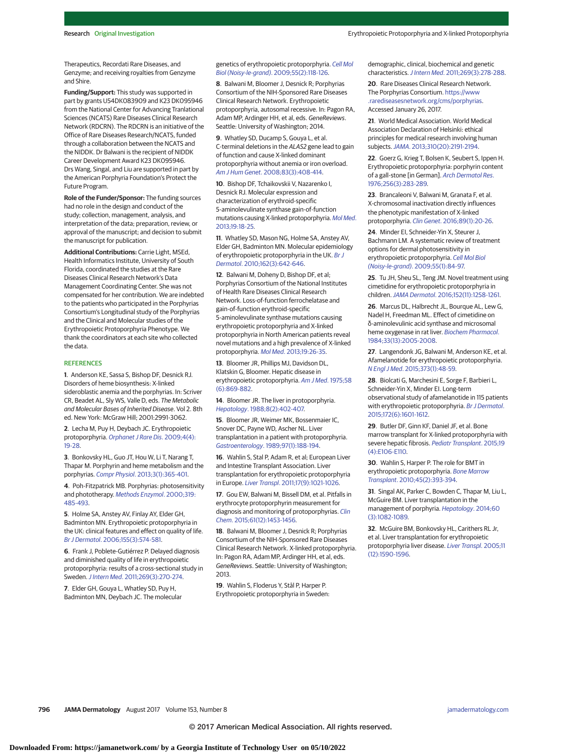Therapeutics, Recordati Rare Diseases, and Genzyme; and receiving royalties from Genzyme and Shire.

**Funding/Support:** This study was supported in part by grants U54DK083909 and K23 DK095946 from the National Center for Advancing Tranlational Sciences (NCATS) Rare Diseases Clinical Research Network (RDCRN). The RDCRN is an initiative of the Office of Rare Diseases Research/NCATS, funded through a collaboration between the NCATS and the NIDDK. Dr Balwani is the recipient of NIDDK Career Development Award K23 DK095946. Drs Wang, Singal, and Liu are supported in part by the American Porphyria Foundation's Protect the Future Program.

**Role of the Funder/Sponsor:** The funding sources had no role in the design and conduct of the study; collection, management, analysis, and interpretation of the data; preparation, review, or approval of the manuscript; and decision to submit the manuscript for publication.

**Additional Contributions:** Carrie Light, MSEd, Health Informatics Institute, University of South Florida, coordinated the studies at the Rare Diseases Clinical Research Network's Data Management Coordinating Center. She was not compensated for her contribution. We are indebted to the patients who participated in the Porphyrias Consortium's Longitudinal study of the Porphyrias and the Clinical and Molecular studies of the Erythropoietic Protoporphyria Phenotype. We thank the coordinators at each site who collected the data.

## REFERENCES

1. Anderson KE, Sassa S, Bishop DF, Desnick RJ. Disorders of heme biosynthesis: X-linked sideroblastic anemia and the porphyrias. In: Scriver CR, Beadet AL, Sly WS, Valle D, eds. *The Metabolic and Molecular Bases of Inherited Disease*. Vol 2. 8th ed. New York: McGraw Hill; 2001:2991-3062.

2. Lecha M, Puy H, Deybach JC. Erythropoietic protoporphyria. *Orphanet J Rare Dis*. 2009;4(4):19-28.

3. Bonkovsky HL, Guo JT, Hou W, Li T, Narang T, Thapar M. Porphyrin and heme metabolism and the porphyrias. *Compr Physiol*. 2013;3(1):365-401.

4. Poh-Fitzpatrick MB. Porphyrias: photosensitivity and phototherapy. *Methods Enzymol*. 2000;319:485-493.

5. Holme SA, Anstey AV, Finlay AY, Elder GH, Badminton MN. Erythropoietic protoporphyria in the UK: clinical features and effect on quality of life. *Br J Dermatol*. 2006;155(3):574-581.

6. Frank J, Poblete-Gutiérrez P. Delayed diagnosis and diminished quality of life in erythropoietic protoporphyria: results of a cross-sectional study in Sweden. *J Intern Med*. 2011;269(3):270-274.

7. Elder GH, Gouya L, Whatley SD, Puy H, Badminton MN, Deybach JC. The molecular genetics of erythropoietic protoporphyria. *Cell Mol Biol (Noisy-le-grand)*. 2009;55(2):118-126.

8. Balwani M, Bloomer J, Desnick R; Porphyrias Consortium of the NIH-Sponsored Rare Diseases Clinical Research Network. Erythropoietic protoporphyria, autosomal recessive. In: Pagon RA, Adam MP, Ardinger HH, et al, eds. *GeneReviews*. Seattle: University of Washington; 2014.

9. Whatley SD, Ducamp S, Gouya L, et al. C-terminal deletions in the *ALAS2* gene lead to gain of function and cause X-linked dominant protoporphyria without anemia or iron overload. *Am J Hum Genet*. 2008;83(3):408-414.

10. Bishop DF, Tchaikovskii V, Nazarenko I, Desnick RJ. Molecular expression and characterization of erythroid-specific 5-aminolevulinate synthase gain-of-function mutations causing X-linked protoporphyria. *Mol Med*. 2013;19:18-25.

11. Whatley SD, Mason NG, Holme SA, Anstey AV, Elder GH, Badminton MN. Molecular epidemiology of erythropoietic protoporphyria in the UK. *Br J Dermatol*. 2010;162(3):642-646.

12. Balwani M, Doheny D, Bishop DF, et al; Porphyrias Consortium of the National Institutes of Health Rare Diseases Clinical Research Network. Loss-of-function ferrochelatase and gain-of-function erythroid-specific 5-aminolevulinate synthase mutations causing erythropoietic protoporphyria and X-linked protoporphyria in North American patients reveal novel mutations and a high prevalence of X-linked protoporphyria. *Mol Med*. 2013;19:26-35.

13. Bloomer JR, Phillips MJ, Davidson DL, Klatskin G, Bloomer. Hepatic disease in erythropoietic protoporphyria. *Am J Med*. 1975;58(6):869-882.

14. Bloomer JR. The liver in protoporphyria. *Hepatology*. 1988;8(2):402-407.

15. Bloomer JR, Weimer MK, Bossenmaier IC, Snover DC, Payne WD, Ascher NL. Liver transplantation in a patient with protoporphyria. *Gastroenterology*. 1989;97(1):188-194.

16. Wahlin S, Stal P, Adam R, et al; European Liver and Intestine Transplant Association. Liver transplantation for erythropoietic protoporphyria in Europe. *Liver Transpl*. 2011;17(9):1021-1026.

17. Gou EW, Balwani M, Bissell DM, et al. Pitfalls in erythrocyte protoporphyrin measurement for diagnosis and monitoring of protoporphyrias. *Clin Chem*. 2015;61(12):1453-1456.

18. Balwani M, Bloomer J, Desnick R; Porphyrias Consortium of the NIH-Sponsored Rare Diseases Clinical Research Network. X-linked protoporphyria. In: Pagon RA, Adam MP, Ardinger HH, et al, eds. *GeneReviews*. Seattle: University of Washington; 2013.

19. Wahlin S, Floderus Y, Stål P, Harper P. Erythropoietic protoporphyria in Sweden: demographic, clinical, biochemical and genetic characteristics. *J Intern Med*. 2011;269(3):278-288.

20. Rare Diseases Clinical Research Network. The Porphyrias Consortium. https://www.rarediseasesnetwork.org/cms/porphyrias. Accessed January 26, 2017.

21. World Medical Association. World Medical Association Declaration of Helsinki: ethical principles for medical research involving human subjects. *JAMA*. 2013;310(20):2191-2194.

22. Goerz G, Krieg T, Bolsen K, Seubert S, Ippen H. Erythropoietic protoporphyria: porphyrin content of a gall-stone [in German]. *Arch Dermatol Res*. 1976;256(3):283-289.

23. Brancaleoni V, Balwani M, Granata F, et al. X-chromosomal inactivation directly influences the phenotypic manifestation of X-linked protoporphyria. *Clin Genet*. 2016;89(1):20-26.

24. Minder EI, Schneider-Yin X, Steurer J, Bachmann LM. A systematic review of treatment options for dermal photosensitivity in erythropoietic protoporphyria. *Cell Mol Biol (Noisy-le-grand)*. 2009;55(1):84-97.

25. Tu JH, Sheu SL, Teng JM. Novel treatment using cimetidine for erythropoietic protoporphyria in children. *JAMA Dermatol*. 2016;152(11):1258-1261.

26. Marcus DL, Halbrecht JL, Bourque AL, Lew G, Nadel H, Freedman ML. Effect of cimetidine on δ-aminolevulinic acid synthase and microsomal heme oxygenase in rat liver. *Biochem Pharmacol*. 1984;33(13):2005-2008.

27. Langendonk JG, Balwani M, Anderson KE, et al. Afamelanotide for erythropoietic protoporphyria. *N Engl J Med*. 2015;373(1):48-59.

28. Biolcati G, Marchesini E, Sorge F, Barbieri L, Schneider-Yin X, Minder EI. Long-term observational study of afamelanotide in 115 patients with erythropoietic protoporphyria. *Br J Dermatol*. 2015;172(6):1601-1612.

29. Butler DF, Ginn KF, Daniel JF, et al. Bone marrow transplant for X-linked protoporphyria with severe hepatic fibrosis. *Pediatr Transplant*. 2015;19(4):E106-E110.

30. Wahlin S, Harper P. The role for BMT in erythropoietic protoporphyria. *Bone Marrow Transplant*. 2010;45(2):393-394.

31. Singal AK, Parker C, Bowden C, Thapar M, Liu L, McGuire BM. Liver transplantation in the management of porphyria. *Hepatology*. 2014;60(3):1082-1089.

32. McGuire BM, Bonkovsky HL, Carithers RL Jr, et al. Liver transplantation for erythropoietic protoporphyria liver disease. *Liver Transpl*. 2005;11(12):1590-1596.